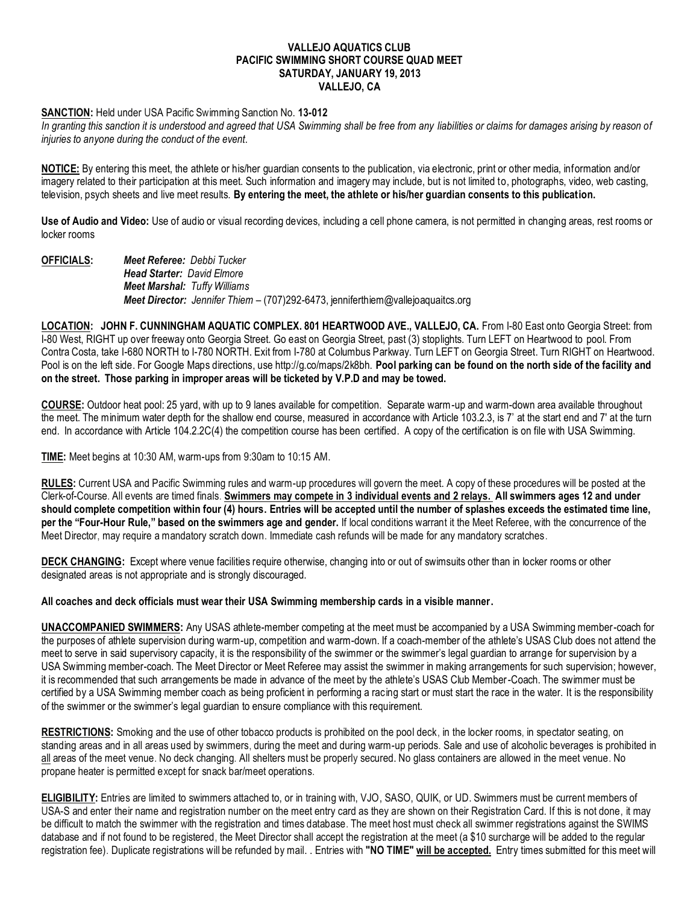**VALLEJO AQUATICS CLUB**
**PACIFIC SWIMMING SHORT COURSE QUAD MEET**
**SATURDAY, JANUARY 19, 2013**
**VALLEJO, CA**

**SANCTION:** Held under USA Pacific Swimming Sanction No. **13-012**
*In granting this sanction it is understood and agreed that USA Swimming shall be free from any liabilities or claims for damages arising by reason of injuries to anyone during the conduct of the event.*

**NOTICE:** By entering this meet, the athlete or his/her guardian consents to the publication, via electronic, print or other media, information and/or imagery related to their participation at this meet. Such information and imagery may include, but is not limited to, photographs, video, web casting, television, psych sheets and live meet results. **By entering the meet, the athlete or his/her guardian consents to this publication.**

**Use of Audio and Video:** Use of audio or visual recording devices, including a cell phone camera, is not permitted in changing areas, rest rooms or locker rooms

**OFFICIALS:**
***Meet Referee:*** *Debbi Tucker*
***Head Starter:*** *David Elmore*
***Meet Marshal:*** *Tuffy Williams*
***Meet Director:*** *Jennifer Thiem* – (707)292-6473, jenniferthiem@vallejoaquaitcs.org

**LOCATION: JOHN F. CUNNINGHAM AQUATIC COMPLEX. 801 HEARTWOOD AVE., VALLEJO, CA.** From I-80 East onto Georgia Street: from I-80 West, RIGHT up over freeway onto Georgia Street. Go east on Georgia Street, past (3) stoplights. Turn LEFT on Heartwood to pool. From Contra Costa, take I-680 NORTH to I-780 NORTH. Exit from I-780 at Columbus Parkway. Turn LEFT on Georgia Street. Turn RIGHT on Heartwood. Pool is on the left side. For Google Maps directions, use http://g.co/maps/2k8bh. **Pool parking can be found on the north side of the facility and on the street. Those parking in improper areas will be ticketed by V.P.D and may be towed.**

**COURSE:** Outdoor heat pool: 25 yard, with up to 9 lanes available for competition. Separate warm-up and warm-down area available throughout the meet. The minimum water depth for the shallow end course, measured in accordance with Article 103.2.3, is 7' at the start end and 7' at the turn end. In accordance with Article 104.2.2C(4) the competition course has been certified. A copy of the certification is on file with USA Swimming.

**TIME:** Meet begins at 10:30 AM, warm-ups from 9:30am to 10:15 AM.

**RULES:** Current USA and Pacific Swimming rules and warm-up procedures will govern the meet. A copy of these procedures will be posted at the Clerk-of-Course. All events are timed finals. **Swimmers may compete in 3 individual events and 2 relays. All swimmers ages 12 and under should complete competition within four (4) hours. Entries will be accepted until the number of splashes exceeds the estimated time line, per the "Four-Hour Rule," based on the swimmers age and gender.** If local conditions warrant it the Meet Referee, with the concurrence of the Meet Director, may require a mandatory scratch down. Immediate cash refunds will be made for any mandatory scratches.

**DECK CHANGING:** Except where venue facilities require otherwise, changing into or out of swimsuits other than in locker rooms or other designated areas is not appropriate and is strongly discouraged.

**All coaches and deck officials must wear their USA Swimming membership cards in a visible manner.**

**UNACCOMPANIED SWIMMERS:** Any USAS athlete-member competing at the meet must be accompanied by a USA Swimming member-coach for the purposes of athlete supervision during warm-up, competition and warm-down. If a coach-member of the athlete's USAS Club does not attend the meet to serve in said supervisory capacity, it is the responsibility of the swimmer or the swimmer's legal guardian to arrange for supervision by a USA Swimming member-coach. The Meet Director or Meet Referee may assist the swimmer in making arrangements for such supervision; however, it is recommended that such arrangements be made in advance of the meet by the athlete's USAS Club Member-Coach. The swimmer must be certified by a USA Swimming member coach as being proficient in performing a racing start or must start the race in the water. It is the responsibility of the swimmer or the swimmer's legal guardian to ensure compliance with this requirement.

**RESTRICTIONS:** Smoking and the use of other tobacco products is prohibited on the pool deck, in the locker rooms, in spectator seating, on standing areas and in all areas used by swimmers, during the meet and during warm-up periods. Sale and use of alcoholic beverages is prohibited in all areas of the meet venue. No deck changing. All shelters must be properly secured. No glass containers are allowed in the meet venue. No propane heater is permitted except for snack bar/meet operations.

**ELIGIBILITY:** Entries are limited to swimmers attached to, or in training with, VJO, SASO, QUIK, or UD. Swimmers must be current members of USA-S and enter their name and registration number on the meet entry card as they are shown on their Registration Card. If this is not done, it may be difficult to match the swimmer with the registration and times database. The meet host must check all swimmer registrations against the SWIMS database and if not found to be registered, the Meet Director shall accept the registration at the meet (a $10 surcharge will be added to the regular registration fee). Duplicate registrations will be refunded by mail. . Entries with **"NO TIME" will be accepted.** Entry times submitted for this meet will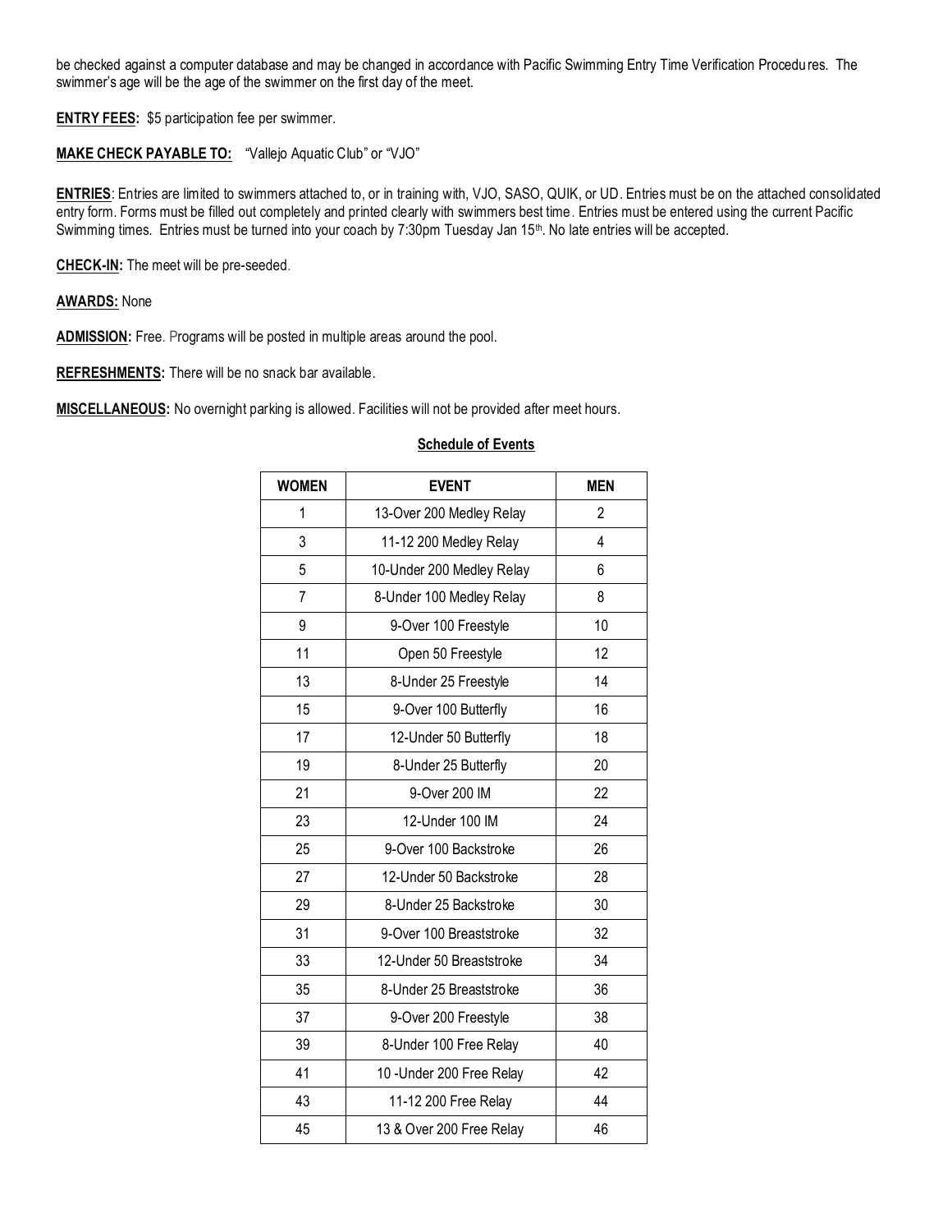be checked against a computer database and may be changed in accordance with Pacific Swimming Entry Time Verification Procedures. The swimmer's age will be the age of the swimmer on the first day of the meet.

**ENTRY FEES:** $5 participation fee per swimmer.

**MAKE CHECK PAYABLE TO:** "Vallejo Aquatic Club" or "VJO"

**ENTRIES**: Entries are limited to swimmers attached to, or in training with, VJO, SASO, QUIK, or UD. Entries must be on the attached consolidated entry form. Forms must be filled out completely and printed clearly with swimmers best time. Entries must be entered using the current Pacific Swimming times. Entries must be turned into your coach by 7:30pm Tuesday Jan 15th. No late entries will be accepted.

**CHECK-IN:** The meet will be pre-seeded.

**AWARDS:** None

**ADMISSION:** Free. Programs will be posted in multiple areas around the pool.

**REFRESHMENTS:** There will be no snack bar available.

**MISCELLANEOUS:** No overnight parking is allowed. Facilities will not be provided after meet hours.

**Schedule of Events**

| WOMEN | EVENT | MEN |
|---|---|---|
| 1 | 13-Over 200 Medley Relay | 2 |
| 3 | 11-12 200 Medley Relay | 4 |
| 5 | 10-Under 200 Medley Relay | 6 |
| 7 | 8-Under 100 Medley Relay | 8 |
| 9 | 9-Over 100 Freestyle | 10 |
| 11 | Open 50 Freestyle | 12 |
| 13 | 8-Under 25 Freestyle | 14 |
| 15 | 9-Over 100 Butterfly | 16 |
| 17 | 12-Under 50 Butterfly | 18 |
| 19 | 8-Under 25 Butterfly | 20 |
| 21 | 9-Over 200 IM | 22 |
| 23 | 12-Under 100 IM | 24 |
| 25 | 9-Over 100 Backstroke | 26 |
| 27 | 12-Under 50 Backstroke | 28 |
| 29 | 8-Under 25 Backstroke | 30 |
| 31 | 9-Over 100 Breaststroke | 32 |
| 33 | 12-Under 50 Breaststroke | 34 |
| 35 | 8-Under 25 Breaststroke | 36 |
| 37 | 9-Over 200 Freestyle | 38 |
| 39 | 8-Under 100 Free Relay | 40 |
| 41 | 10 -Under 200 Free Relay | 42 |
| 43 | 11-12 200 Free Relay | 44 |
| 45 | 13 & Over 200 Free Relay | 46 |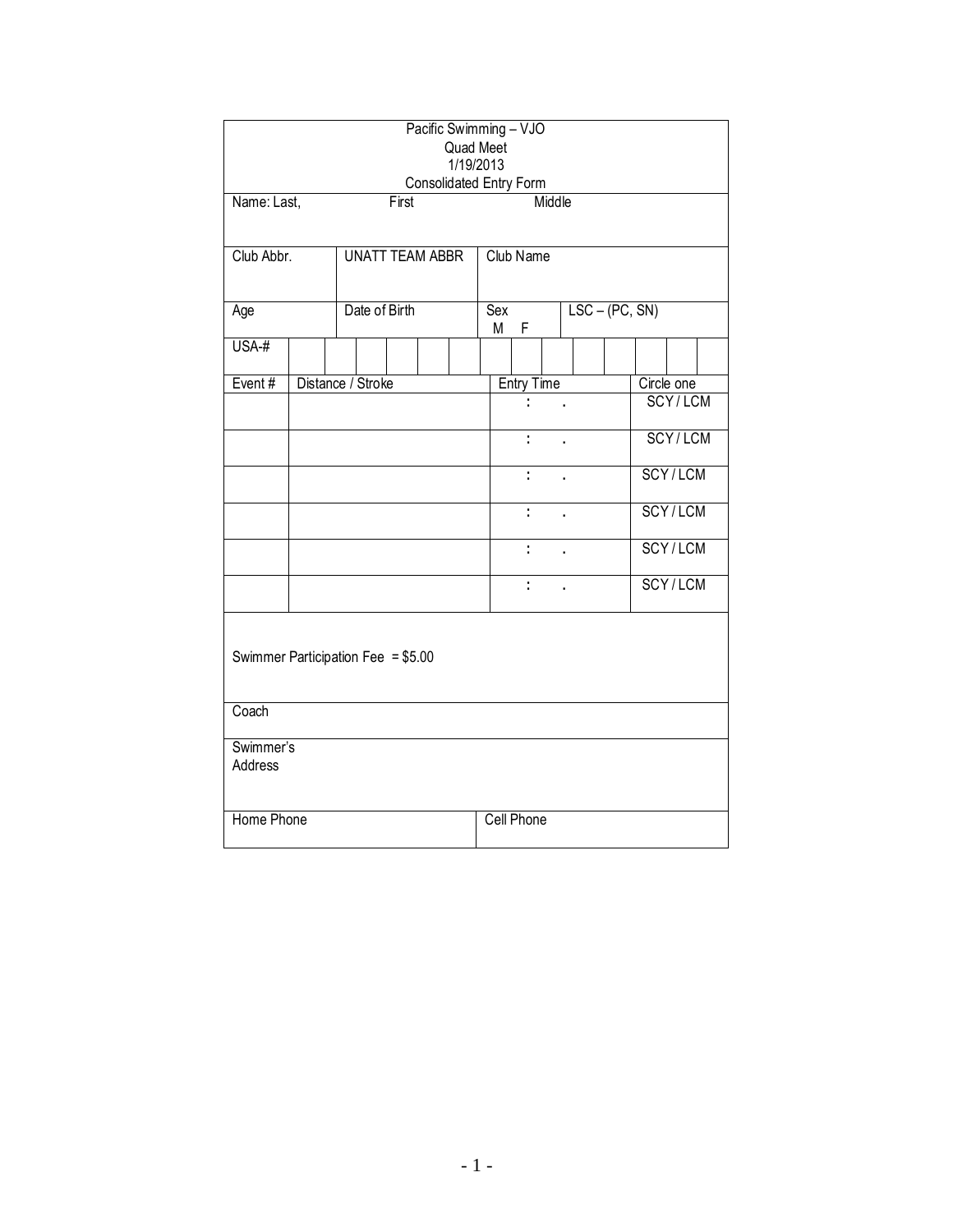Pacific Swimming – VJO
Quad Meet
1/19/2013
Consolidated Entry Form

| Name: Last, | First | Middle | |
|---|---|---|---|
| Club Abbr. | UNATT TEAM ABBR | Club Name | |
| Age | Date of Birth | Sex M F | LSC – (PC, SN) |
| USA-# | | | |

| Event # | Distance / Stroke | Entry Time | Circle one |
|---|---|---|---|
| | | : . | SCY / LCM |
| | | : . | SCY / LCM |
| | | : . | SCY / LCM |
| | | : . | SCY / LCM |
| | | : . | SCY / LCM |
| | | : . | SCY / LCM |

Swimmer Participation Fee = $5.00

| | |
|---|---|
| Coach | |
| Swimmer's Address | |
| Home Phone | Cell Phone |